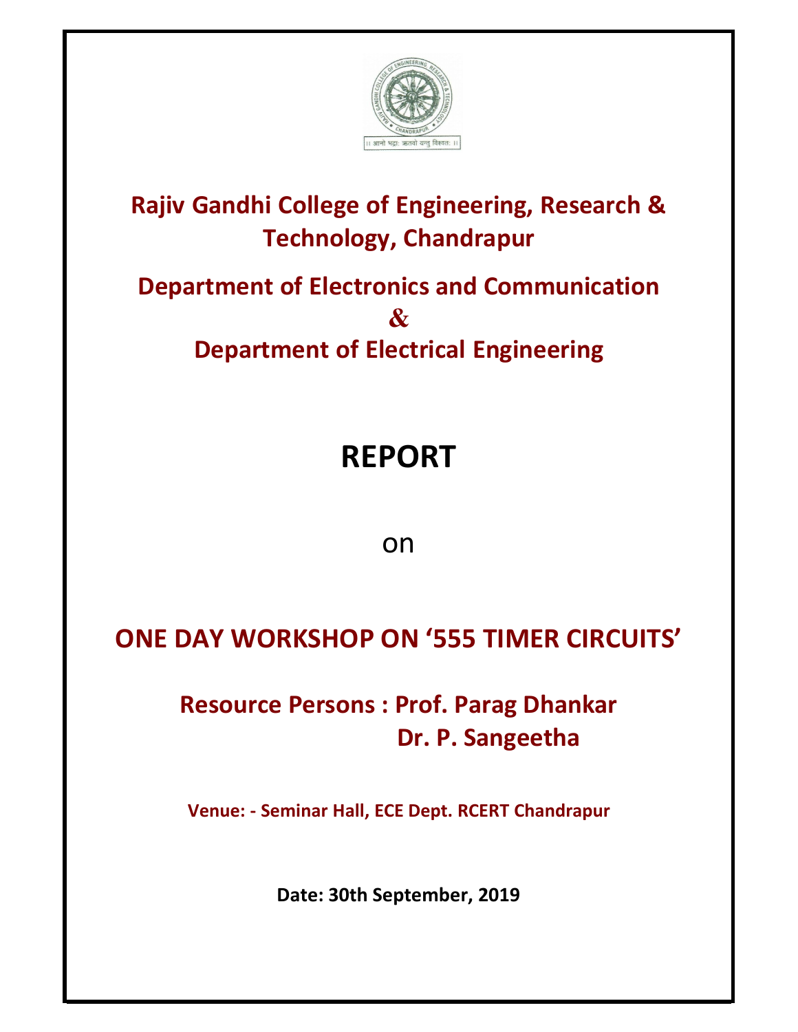# Rajiv Gandhi College of Engineering, Research & Technology, Chandrapur

## Department of Electronics and Communication
## &
## Department of Electrical Engineering

# REPORT

on

## ONE DAY WORKSHOP ON '555 TIMER CIRCUITS'

### Resource Persons : Prof. Parag Dhankar
### Dr. P. Sangeetha

**Venue: - Seminar Hall, ECE Dept. RCERT Chandrapur**

**Date: 30th September, 2019**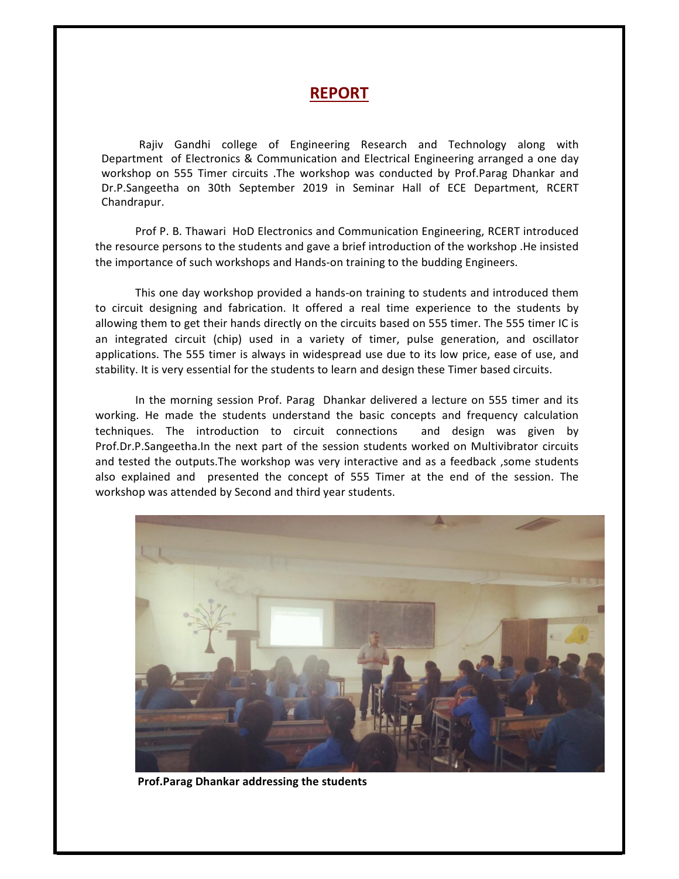# REPORT

Rajiv Gandhi college of Engineering Research and Technology along with Department of Electronics & Communication and Electrical Engineering arranged a one day workshop on 555 Timer circuits .The workshop was conducted by Prof.Parag Dhankar and Dr.P.Sangeetha on 30th September 2019 in Seminar Hall of ECE Department, RCERT Chandrapur.

Prof P. B. Thawari HoD Electronics and Communication Engineering, RCERT introduced the resource persons to the students and gave a brief introduction of the workshop .He insisted the importance of such workshops and Hands-on training to the budding Engineers.

This one day workshop provided a hands-on training to students and introduced them to circuit designing and fabrication. It offered a real time experience to the students by allowing them to get their hands directly on the circuits based on 555 timer. The 555 timer IC is an integrated circuit (chip) used in a variety of timer, pulse generation, and oscillator applications. The 555 timer is always in widespread use due to its low price, ease of use, and stability. It is very essential for the students to learn and design these Timer based circuits.

In the morning session Prof. Parag Dhankar delivered a lecture on 555 timer and its working. He made the students understand the basic concepts and frequency calculation techniques. The introduction to circuit connections and design was given by Prof.Dr.P.Sangeetha.In the next part of the session students worked on Multivibrator circuits and tested the outputs.The workshop was very interactive and as a feedback ,some students also explained and presented the concept of 555 Timer at the end of the session. The workshop was attended by Second and third year students.

**Prof.Parag Dhankar addressing the students**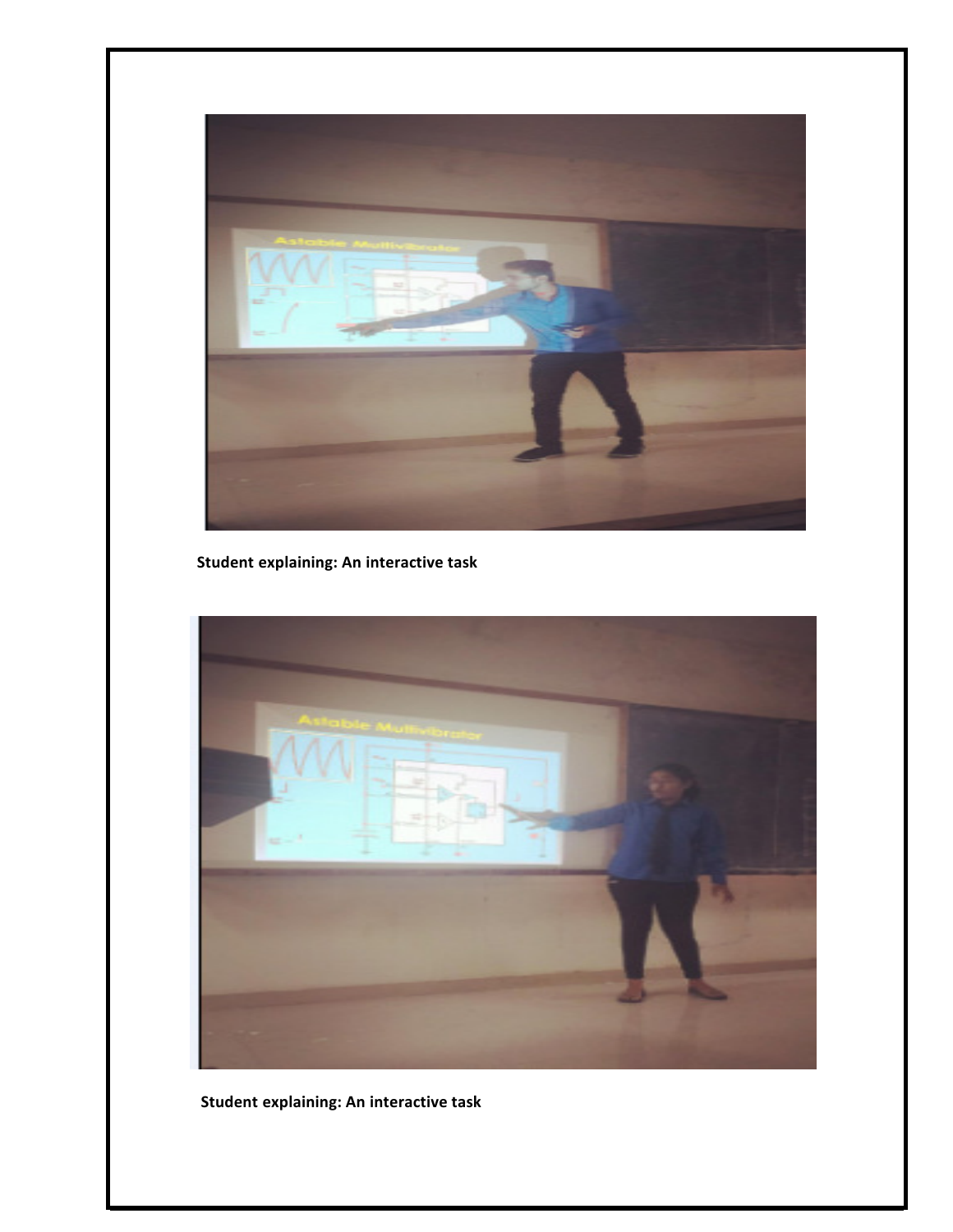Student explaining: An interactive task

Student explaining: An interactive task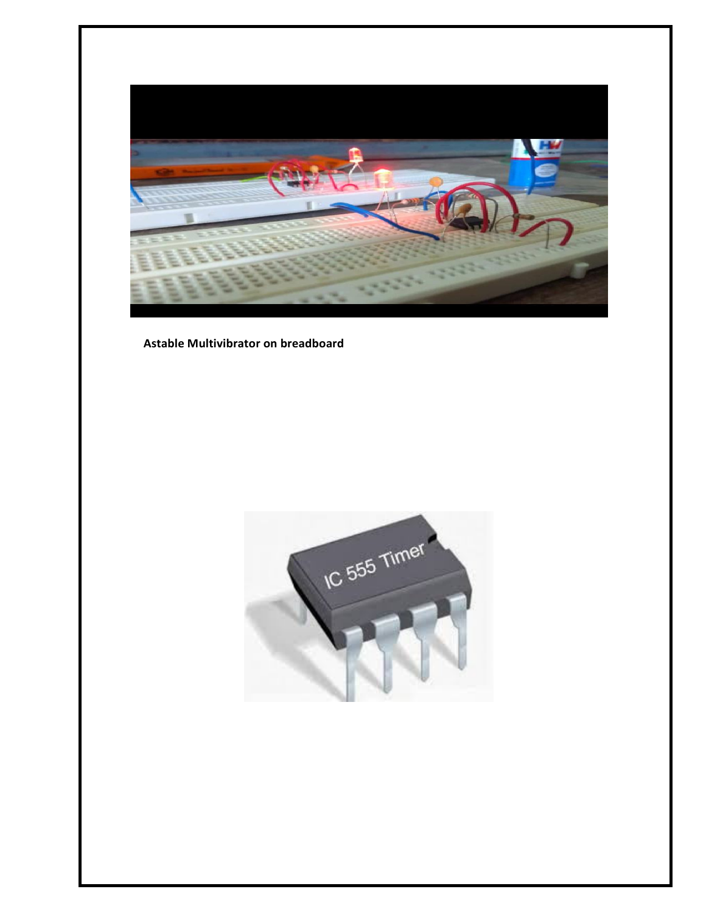**Astable Multivibrator on breadboard**